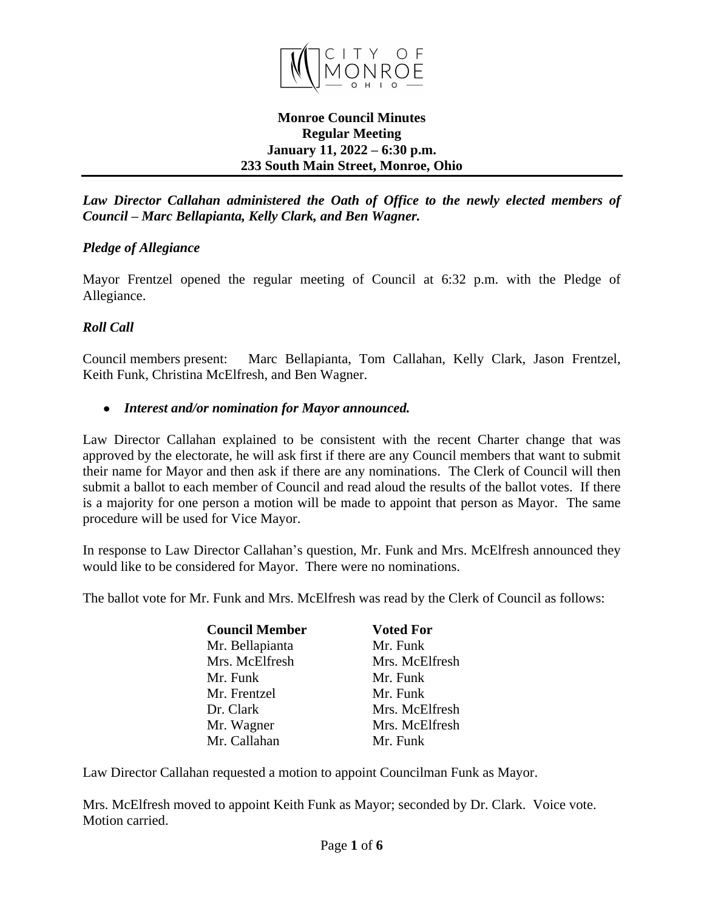# Monroe Council Minutes
## Regular Meeting
## January 11, 2022 – 6:30 p.m.
## 233 South Main Street, Monroe, Ohio

***Law Director Callahan administered the Oath of Office to the newly elected members of Council – Marc Bellapianta, Kelly Clark, and Ben Wagner.***

### *Pledge of Allegiance*

Mayor Frentzel opened the regular meeting of Council at 6:32 p.m. with the Pledge of Allegiance.

### *Roll Call*

Council members present: Marc Bellapianta, Tom Callahan, Kelly Clark, Jason Frentzel, Keith Funk, Christina McElfresh, and Ben Wagner.

- ***Interest and/or nomination for Mayor announced.***

Law Director Callahan explained to be consistent with the recent Charter change that was approved by the electorate, he will ask first if there are any Council members that want to submit their name for Mayor and then ask if there are any nominations. The Clerk of Council will then submit a ballot to each member of Council and read aloud the results of the ballot votes. If there is a majority for one person a motion will be made to appoint that person as Mayor. The same procedure will be used for Vice Mayor.

In response to Law Director Callahan's question, Mr. Funk and Mrs. McElfresh announced they would like to be considered for Mayor. There were no nominations.

The ballot vote for Mr. Funk and Mrs. McElfresh was read by the Clerk of Council as follows:

| Council Member | Voted For |
|---|---|
| Mr. Bellapianta | Mr. Funk |
| Mrs. McElfresh | Mrs. McElfresh |
| Mr. Funk | Mr. Funk |
| Mr. Frentzel | Mr. Funk |
| Dr. Clark | Mrs. McElfresh |
| Mr. Wagner | Mrs. McElfresh |
| Mr. Callahan | Mr. Funk |

Law Director Callahan requested a motion to appoint Councilman Funk as Mayor.

Mrs. McElfresh moved to appoint Keith Funk as Mayor; seconded by Dr. Clark. Voice vote. Motion carried.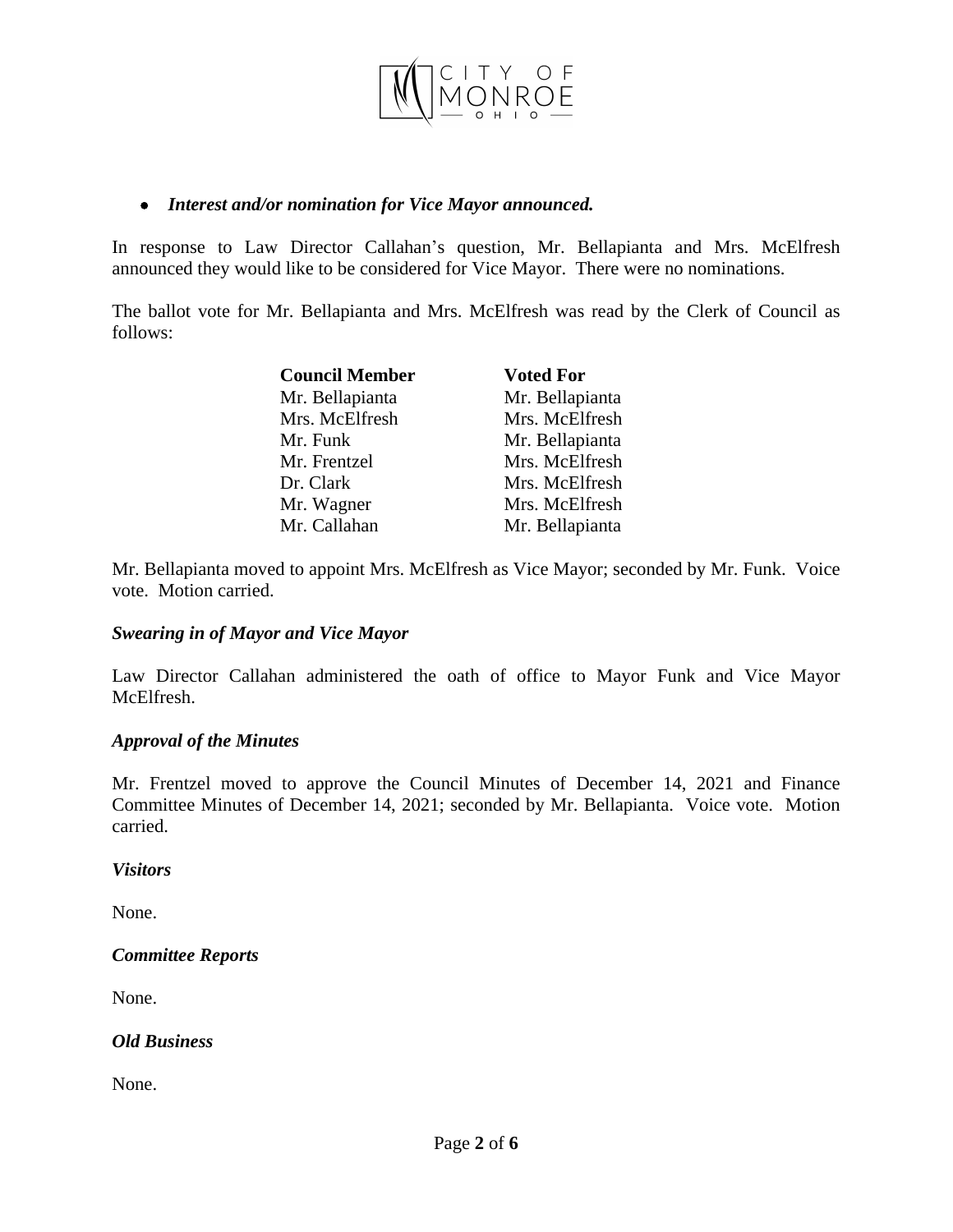- ***Interest and/or nomination for Vice Mayor announced.***

In response to Law Director Callahan's question, Mr. Bellapianta and Mrs. McElfresh announced they would like to be considered for Vice Mayor. There were no nominations.

The ballot vote for Mr. Bellapianta and Mrs. McElfresh was read by the Clerk of Council as follows:

| **Council Member** | **Voted For** |
|---|---|
| Mr. Bellapianta | Mr. Bellapianta |
| Mrs. McElfresh | Mrs. McElfresh |
| Mr. Funk | Mr. Bellapianta |
| Mr. Frentzel | Mrs. McElfresh |
| Dr. Clark | Mrs. McElfresh |
| Mr. Wagner | Mrs. McElfresh |
| Mr. Callahan | Mr. Bellapianta |

Mr. Bellapianta moved to appoint Mrs. McElfresh as Vice Mayor; seconded by Mr. Funk. Voice vote. Motion carried.

***Swearing in of Mayor and Vice Mayor***

Law Director Callahan administered the oath of office to Mayor Funk and Vice Mayor McElfresh.

***Approval of the Minutes***

Mr. Frentzel moved to approve the Council Minutes of December 14, 2021 and Finance Committee Minutes of December 14, 2021; seconded by Mr. Bellapianta. Voice vote. Motion carried.

***Visitors***

None.

***Committee Reports***

None.

***Old Business***

None.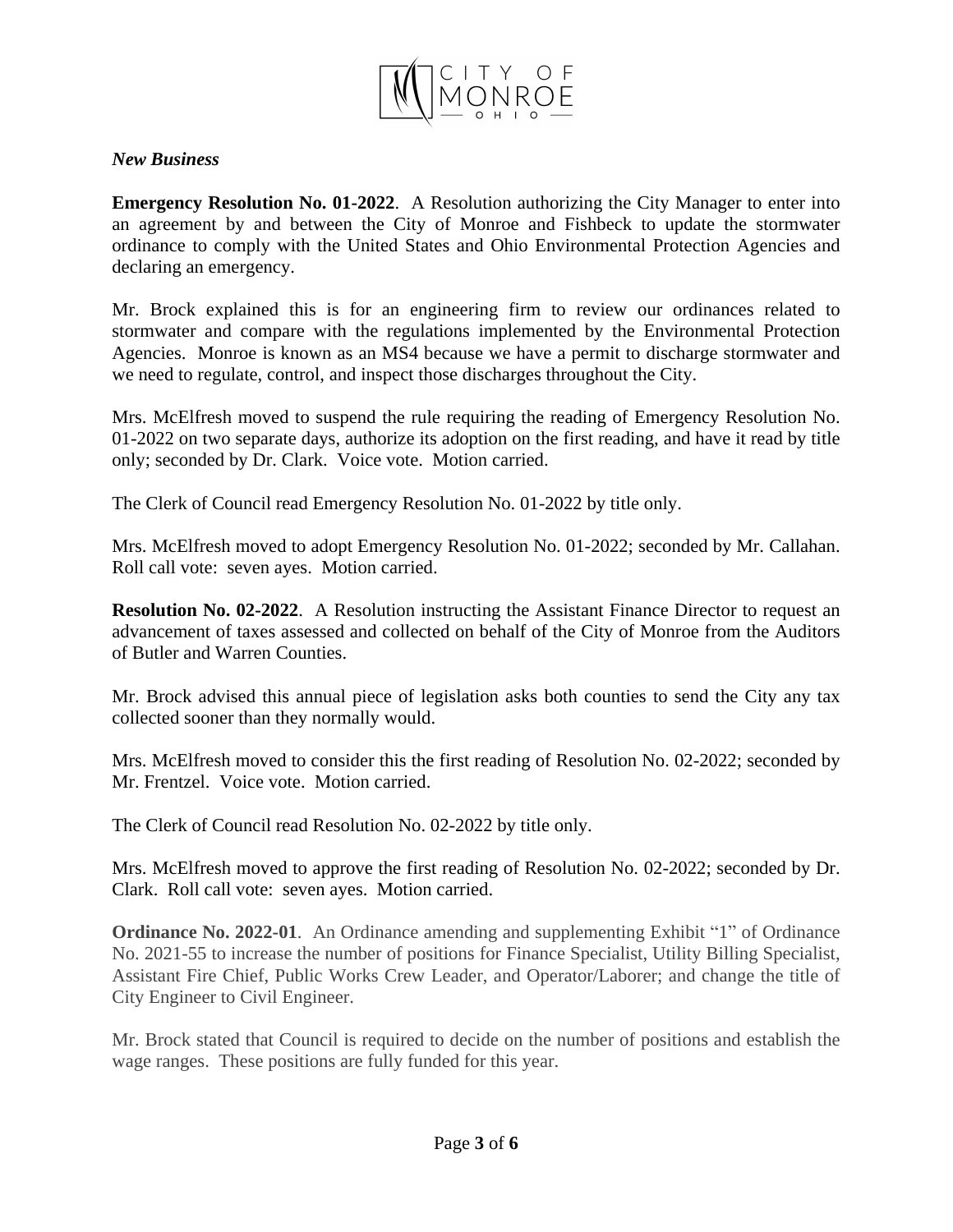*New Business*

**Emergency Resolution No. 01-2022**. A Resolution authorizing the City Manager to enter into an agreement by and between the City of Monroe and Fishbeck to update the stormwater ordinance to comply with the United States and Ohio Environmental Protection Agencies and declaring an emergency.

Mr. Brock explained this is for an engineering firm to review our ordinances related to stormwater and compare with the regulations implemented by the Environmental Protection Agencies. Monroe is known as an MS4 because we have a permit to discharge stormwater and we need to regulate, control, and inspect those discharges throughout the City.

Mrs. McElfresh moved to suspend the rule requiring the reading of Emergency Resolution No. 01-2022 on two separate days, authorize its adoption on the first reading, and have it read by title only; seconded by Dr. Clark. Voice vote. Motion carried.

The Clerk of Council read Emergency Resolution No. 01-2022 by title only.

Mrs. McElfresh moved to adopt Emergency Resolution No. 01-2022; seconded by Mr. Callahan. Roll call vote: seven ayes. Motion carried.

**Resolution No. 02-2022**. A Resolution instructing the Assistant Finance Director to request an advancement of taxes assessed and collected on behalf of the City of Monroe from the Auditors of Butler and Warren Counties.

Mr. Brock advised this annual piece of legislation asks both counties to send the City any tax collected sooner than they normally would.

Mrs. McElfresh moved to consider this the first reading of Resolution No. 02-2022; seconded by Mr. Frentzel. Voice vote. Motion carried.

The Clerk of Council read Resolution No. 02-2022 by title only.

Mrs. McElfresh moved to approve the first reading of Resolution No. 02-2022; seconded by Dr. Clark. Roll call vote: seven ayes. Motion carried.

**Ordinance No. 2022-01**. An Ordinance amending and supplementing Exhibit "1" of Ordinance No. 2021-55 to increase the number of positions for Finance Specialist, Utility Billing Specialist, Assistant Fire Chief, Public Works Crew Leader, and Operator/Laborer; and change the title of City Engineer to Civil Engineer.

Mr. Brock stated that Council is required to decide on the number of positions and establish the wage ranges. These positions are fully funded for this year.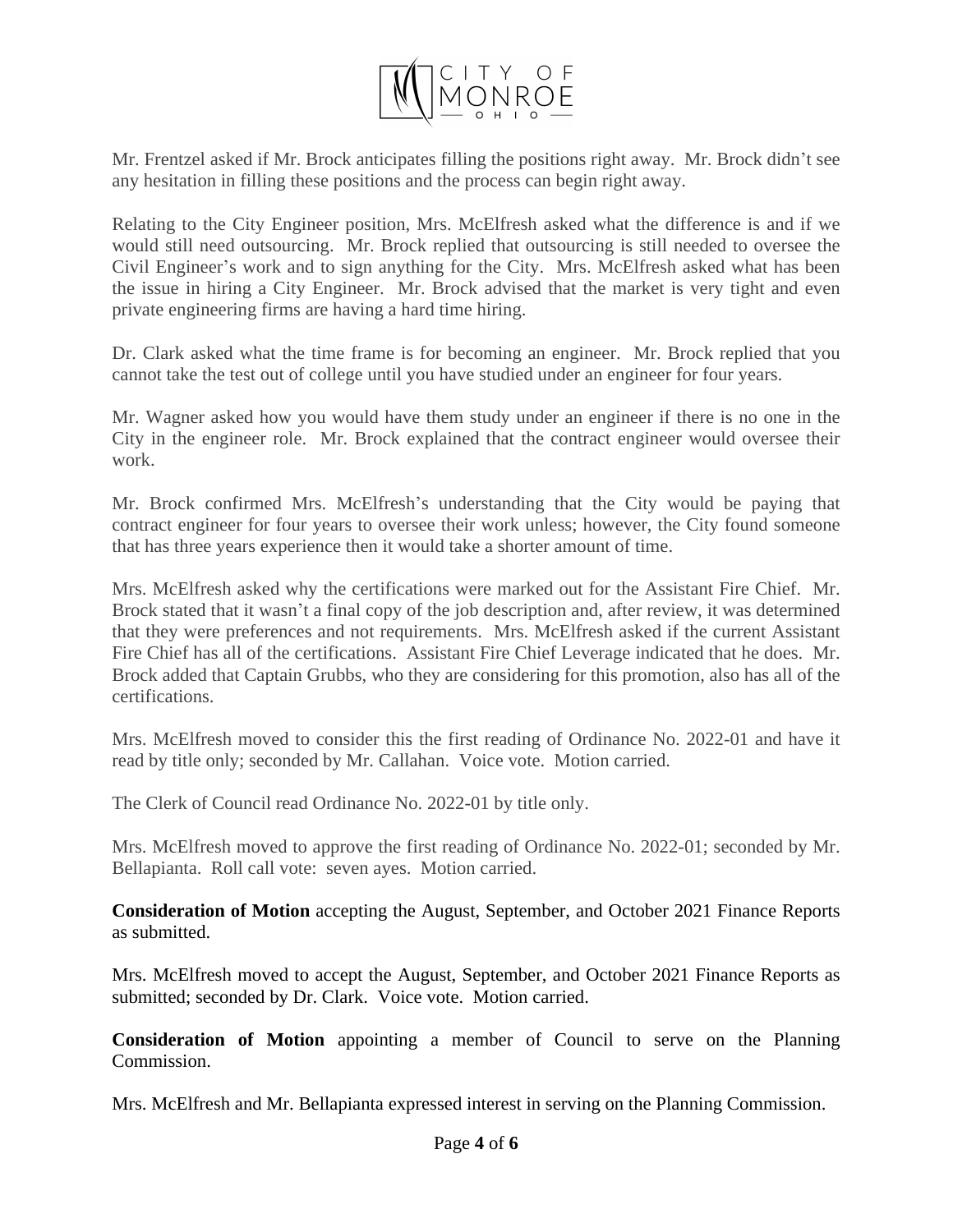Mr. Frentzel asked if Mr. Brock anticipates filling the positions right away. Mr. Brock didn't see any hesitation in filling these positions and the process can begin right away.

Relating to the City Engineer position, Mrs. McElfresh asked what the difference is and if we would still need outsourcing. Mr. Brock replied that outsourcing is still needed to oversee the Civil Engineer's work and to sign anything for the City. Mrs. McElfresh asked what has been the issue in hiring a City Engineer. Mr. Brock advised that the market is very tight and even private engineering firms are having a hard time hiring.

Dr. Clark asked what the time frame is for becoming an engineer. Mr. Brock replied that you cannot take the test out of college until you have studied under an engineer for four years.

Mr. Wagner asked how you would have them study under an engineer if there is no one in the City in the engineer role. Mr. Brock explained that the contract engineer would oversee their work.

Mr. Brock confirmed Mrs. McElfresh's understanding that the City would be paying that contract engineer for four years to oversee their work unless; however, the City found someone that has three years experience then it would take a shorter amount of time.

Mrs. McElfresh asked why the certifications were marked out for the Assistant Fire Chief. Mr. Brock stated that it wasn't a final copy of the job description and, after review, it was determined that they were preferences and not requirements. Mrs. McElfresh asked if the current Assistant Fire Chief has all of the certifications. Assistant Fire Chief Leverage indicated that he does. Mr. Brock added that Captain Grubbs, who they are considering for this promotion, also has all of the certifications.

Mrs. McElfresh moved to consider this the first reading of Ordinance No. 2022-01 and have it read by title only; seconded by Mr. Callahan. Voice vote. Motion carried.

The Clerk of Council read Ordinance No. 2022-01 by title only.

Mrs. McElfresh moved to approve the first reading of Ordinance No. 2022-01; seconded by Mr. Bellapianta. Roll call vote: seven ayes. Motion carried.

**Consideration of Motion** accepting the August, September, and October 2021 Finance Reports as submitted.

Mrs. McElfresh moved to accept the August, September, and October 2021 Finance Reports as submitted; seconded by Dr. Clark. Voice vote. Motion carried.

**Consideration of Motion** appointing a member of Council to serve on the Planning Commission.

Mrs. McElfresh and Mr. Bellapianta expressed interest in serving on the Planning Commission.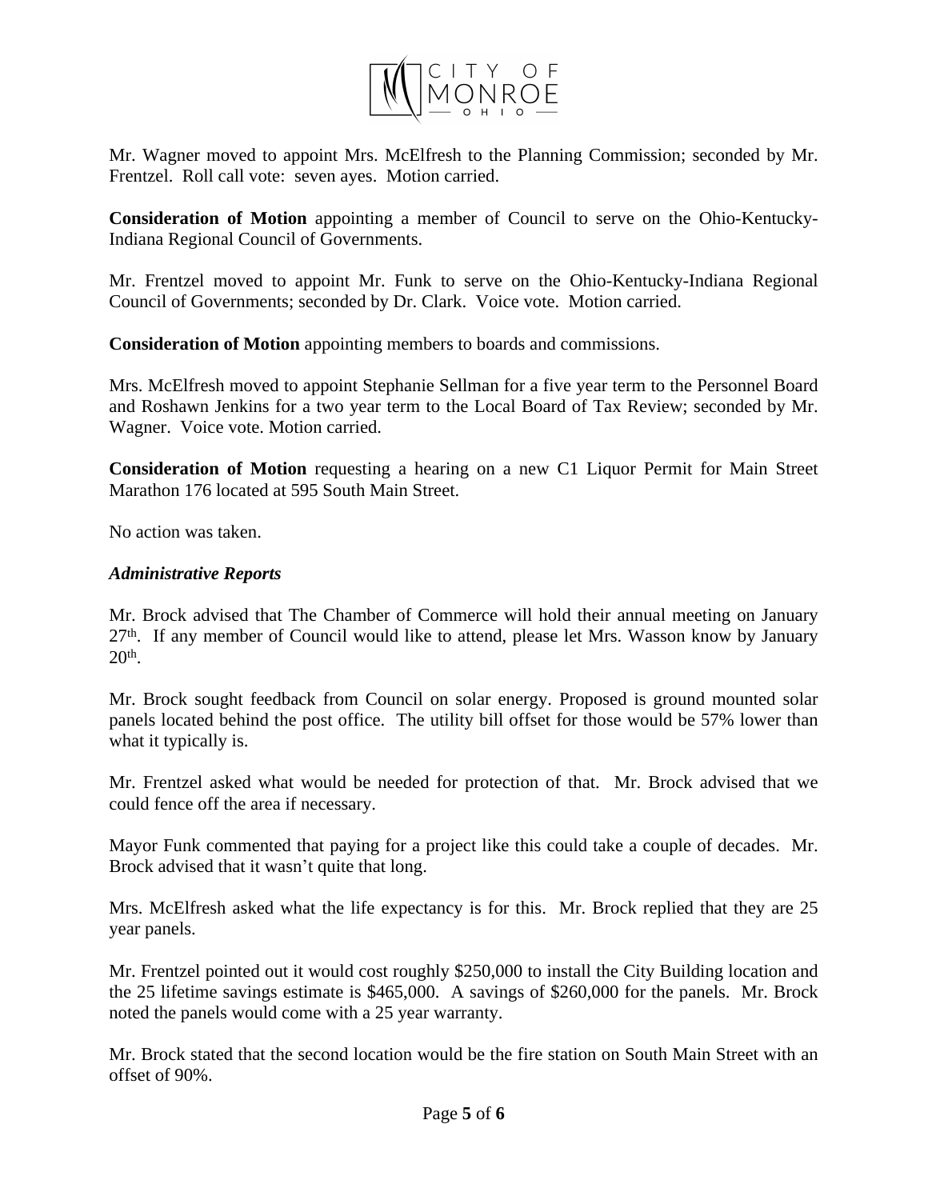Mr. Wagner moved to appoint Mrs. McElfresh to the Planning Commission; seconded by Mr. Frentzel. Roll call vote: seven ayes. Motion carried.

**Consideration of Motion** appointing a member of Council to serve on the Ohio-Kentucky-Indiana Regional Council of Governments.

Mr. Frentzel moved to appoint Mr. Funk to serve on the Ohio-Kentucky-Indiana Regional Council of Governments; seconded by Dr. Clark. Voice vote. Motion carried.

**Consideration of Motion** appointing members to boards and commissions.

Mrs. McElfresh moved to appoint Stephanie Sellman for a five year term to the Personnel Board and Roshawn Jenkins for a two year term to the Local Board of Tax Review; seconded by Mr. Wagner. Voice vote. Motion carried.

**Consideration of Motion** requesting a hearing on a new C1 Liquor Permit for Main Street Marathon 176 located at 595 South Main Street.

No action was taken.

***Administrative Reports***

Mr. Brock advised that The Chamber of Commerce will hold their annual meeting on January 27th. If any member of Council would like to attend, please let Mrs. Wasson know by January 20th.

Mr. Brock sought feedback from Council on solar energy. Proposed is ground mounted solar panels located behind the post office. The utility bill offset for those would be 57% lower than what it typically is.

Mr. Frentzel asked what would be needed for protection of that. Mr. Brock advised that we could fence off the area if necessary.

Mayor Funk commented that paying for a project like this could take a couple of decades. Mr. Brock advised that it wasn't quite that long.

Mrs. McElfresh asked what the life expectancy is for this. Mr. Brock replied that they are 25 year panels.

Mr. Frentzel pointed out it would cost roughly $250,000 to install the City Building location and the 25 lifetime savings estimate is $465,000. A savings of $260,000 for the panels. Mr. Brock noted the panels would come with a 25 year warranty.

Mr. Brock stated that the second location would be the fire station on South Main Street with an offset of 90%.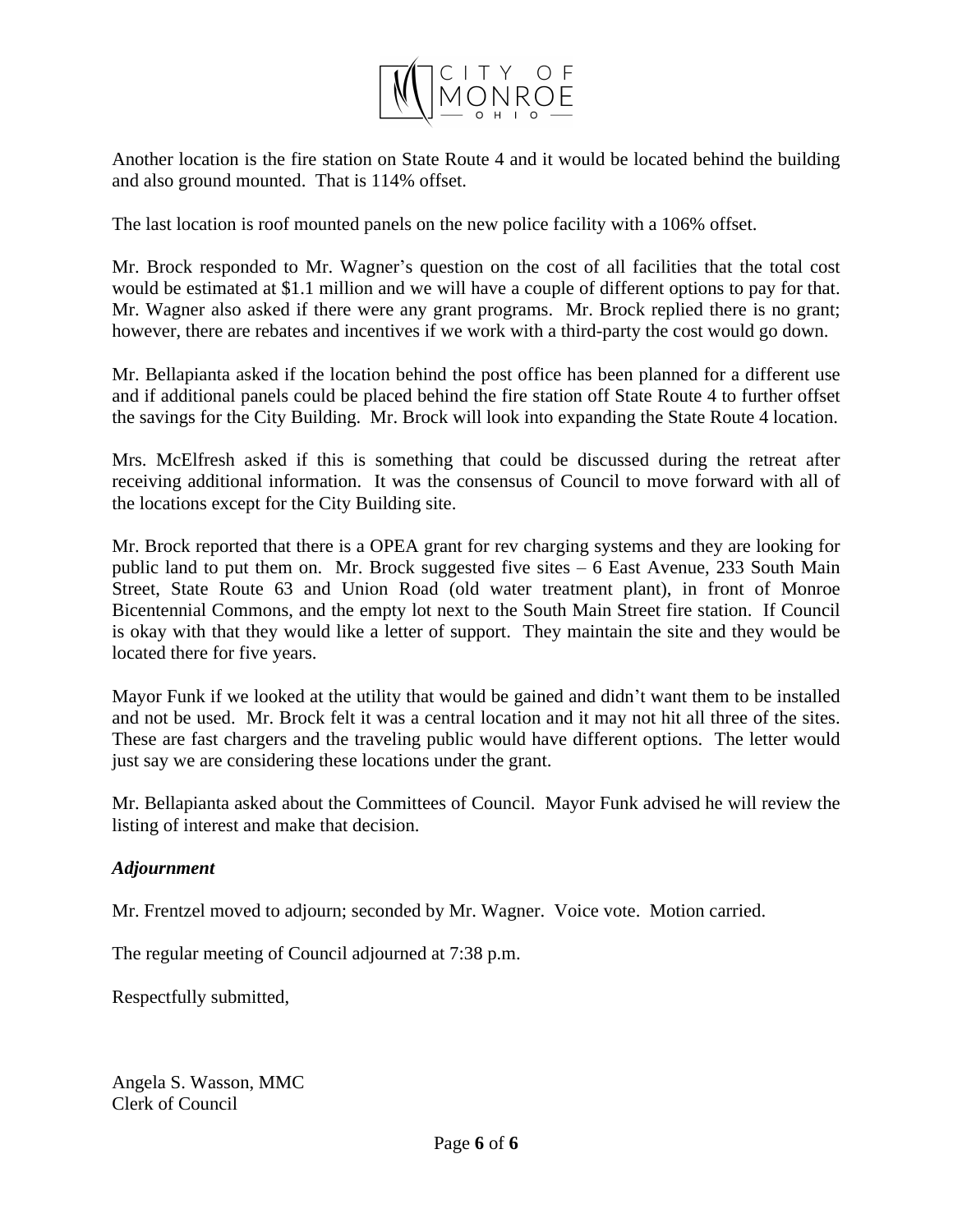Another location is the fire station on State Route 4 and it would be located behind the building and also ground mounted. That is 114% offset.

The last location is roof mounted panels on the new police facility with a 106% offset.

Mr. Brock responded to Mr. Wagner's question on the cost of all facilities that the total cost would be estimated at $1.1 million and we will have a couple of different options to pay for that. Mr. Wagner also asked if there were any grant programs. Mr. Brock replied there is no grant; however, there are rebates and incentives if we work with a third-party the cost would go down.

Mr. Bellapianta asked if the location behind the post office has been planned for a different use and if additional panels could be placed behind the fire station off State Route 4 to further offset the savings for the City Building. Mr. Brock will look into expanding the State Route 4 location.

Mrs. McElfresh asked if this is something that could be discussed during the retreat after receiving additional information. It was the consensus of Council to move forward with all of the locations except for the City Building site.

Mr. Brock reported that there is a OPEA grant for rev charging systems and they are looking for public land to put them on. Mr. Brock suggested five sites – 6 East Avenue, 233 South Main Street, State Route 63 and Union Road (old water treatment plant), in front of Monroe Bicentennial Commons, and the empty lot next to the South Main Street fire station. If Council is okay with that they would like a letter of support. They maintain the site and they would be located there for five years.

Mayor Funk if we looked at the utility that would be gained and didn't want them to be installed and not be used. Mr. Brock felt it was a central location and it may not hit all three of the sites. These are fast chargers and the traveling public would have different options. The letter would just say we are considering these locations under the grant.

Mr. Bellapianta asked about the Committees of Council. Mayor Funk advised he will review the listing of interest and make that decision.

***Adjournment***

Mr. Frentzel moved to adjourn; seconded by Mr. Wagner. Voice vote. Motion carried.

The regular meeting of Council adjourned at 7:38 p.m.

Respectfully submitted,

Angela S. Wasson, MMC
Clerk of Council